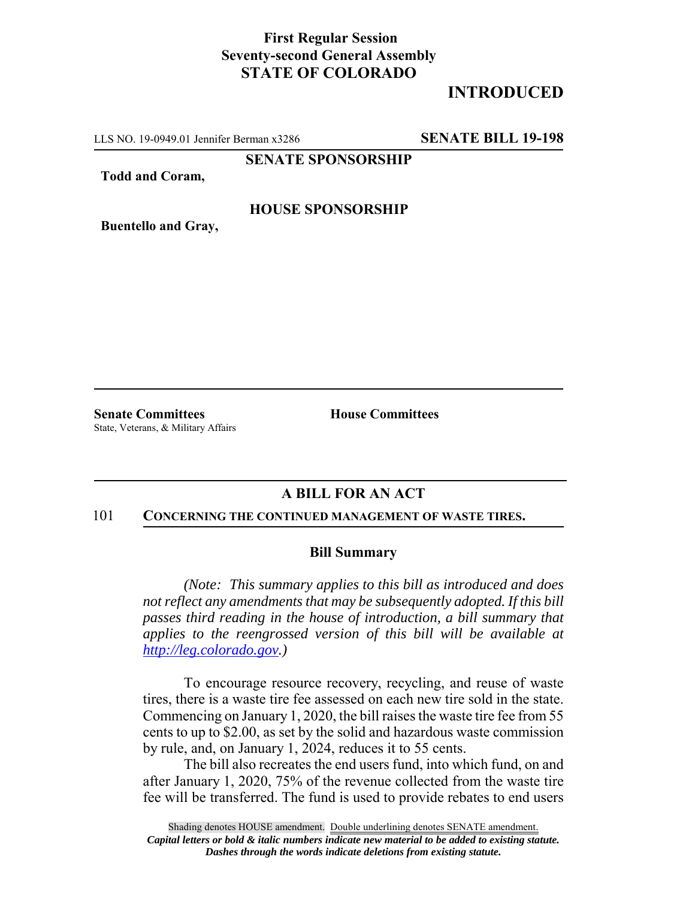**First Regular Session**
**Seventy-second General Assembly**
**STATE OF COLORADO**

**INTRODUCED**

LLS NO. 19-0949.01 Jennifer Berman x3286 **SENATE BILL 19-198**

**SENATE SPONSORSHIP**

**Todd and Coram,**

**HOUSE SPONSORSHIP**

**Buentello and Gray,**

**Senate Committees**
State, Veterans, & Military Affairs

**House Committees**

## A BILL FOR AN ACT

101 **CONCERNING THE CONTINUED MANAGEMENT OF WASTE TIRES.**

### Bill Summary

*(Note: This summary applies to this bill as introduced and does not reflect any amendments that may be subsequently adopted. If this bill passes third reading in the house of introduction, a bill summary that applies to the reengrossed version of this bill will be available at http://leg.colorado.gov.)*

To encourage resource recovery, recycling, and reuse of waste tires, there is a waste tire fee assessed on each new tire sold in the state. Commencing on January 1, 2020, the bill raises the waste tire fee from 55 cents to up to $2.00, as set by the solid and hazardous waste commission by rule, and, on January 1, 2024, reduces it to 55 cents.

The bill also recreates the end users fund, into which fund, on and after January 1, 2020, 75% of the revenue collected from the waste tire fee will be transferred. The fund is used to provide rebates to end users

Shading denotes HOUSE amendment. Double underlining denotes SENATE amendment.
*Capital letters or bold & italic numbers indicate new material to be added to existing statute.*
*Dashes through the words indicate deletions from existing statute.*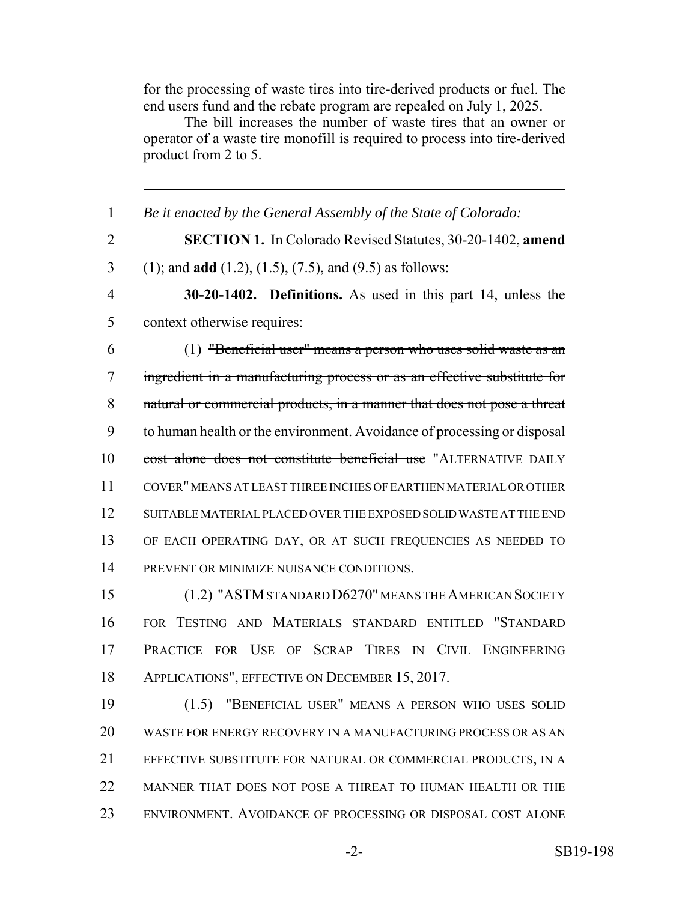for the processing of waste tires into tire-derived products or fuel. The end users fund and the rebate program are repealed on July 1, 2025.

The bill increases the number of waste tires that an owner or operator of a waste tire monofill is required to process into tire-derived product from 2 to 5.

---

1 *Be it enacted by the General Assembly of the State of Colorado:*

2 **SECTION 1.** In Colorado Revised Statutes, 30-20-1402, **amend**
3 (1); and **add** (1.2), (1.5), (7.5), and (9.5) as follows:

4 **30-20-1402. Definitions.** As used in this part 14, unless the
5 context otherwise requires:

6 (1) ~~"Beneficial user" means a person who uses solid waste as an~~
7 ~~ingredient in a manufacturing process or as an effective substitute for~~
8 ~~natural or commercial products, in a manner that does not pose a threat~~
9 ~~to human health or the environment. Avoidance of processing or disposal~~
10 ~~cost alone does not constitute beneficial use~~ "ALTERNATIVE DAILY
11 COVER" MEANS AT LEAST THREE INCHES OF EARTHEN MATERIAL OR OTHER
12 SUITABLE MATERIAL PLACED OVER THE EXPOSED SOLID WASTE AT THE END
13 OF EACH OPERATING DAY, OR AT SUCH FREQUENCIES AS NEEDED TO
14 PREVENT OR MINIMIZE NUISANCE CONDITIONS.

15 (1.2) "ASTM STANDARD D6270" MEANS THE AMERICAN SOCIETY
16 FOR TESTING AND MATERIALS STANDARD ENTITLED "STANDARD
17 PRACTICE FOR USE OF SCRAP TIRES IN CIVIL ENGINEERING
18 APPLICATIONS", EFFECTIVE ON DECEMBER 15, 2017.

19 (1.5) "BENEFICIAL USER" MEANS A PERSON WHO USES SOLID
20 WASTE FOR ENERGY RECOVERY IN A MANUFACTURING PROCESS OR AS AN
21 EFFECTIVE SUBSTITUTE FOR NATURAL OR COMMERCIAL PRODUCTS, IN A
22 MANNER THAT DOES NOT POSE A THREAT TO HUMAN HEALTH OR THE
23 ENVIRONMENT. AVOIDANCE OF PROCESSING OR DISPOSAL COST ALONE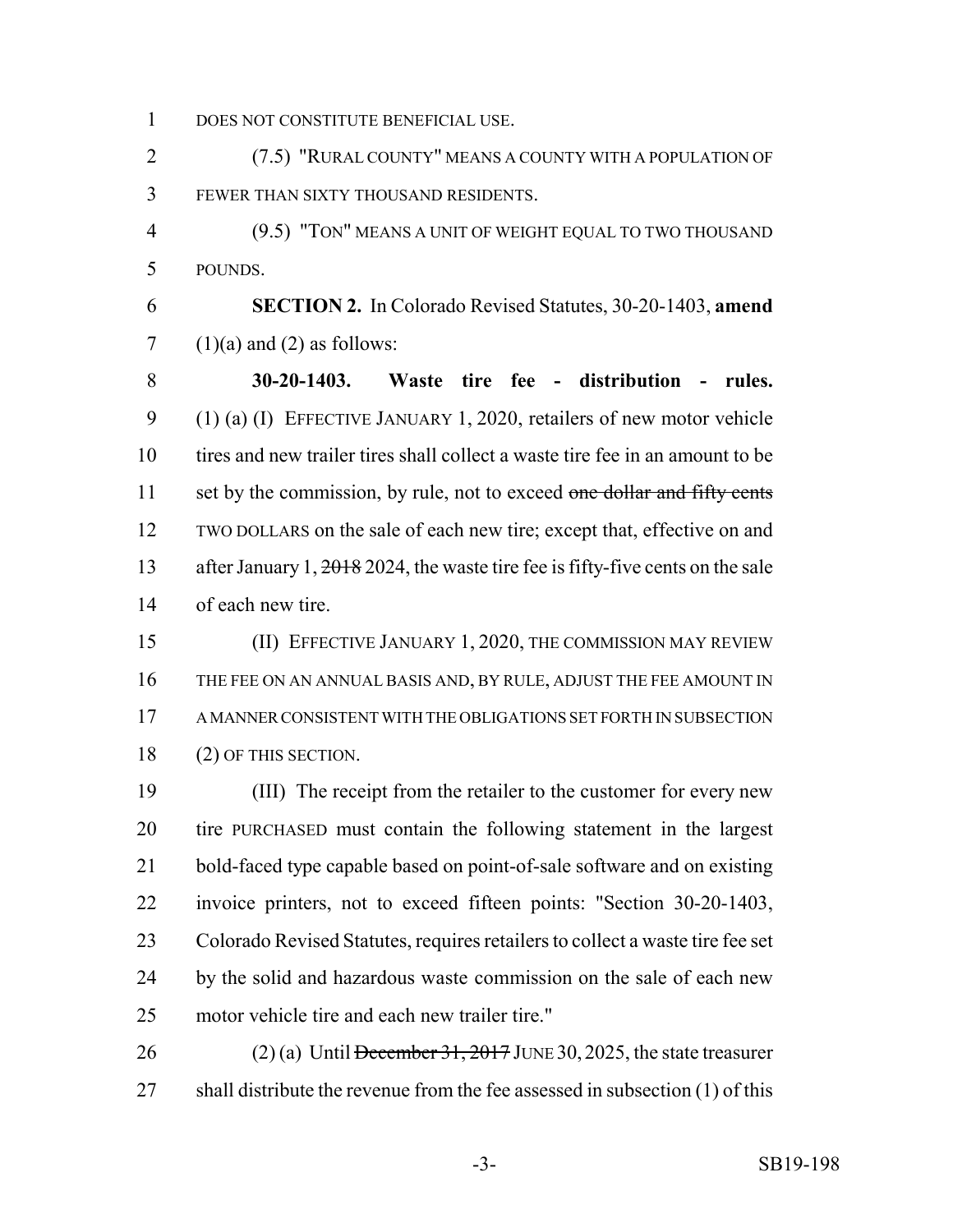DOES NOT CONSTITUTE BENEFICIAL USE.

(7.5) "RURAL COUNTY" MEANS A COUNTY WITH A POPULATION OF FEWER THAN SIXTY THOUSAND RESIDENTS.

(9.5) "TON" MEANS A UNIT OF WEIGHT EQUAL TO TWO THOUSAND POUNDS.

**SECTION 2.** In Colorado Revised Statutes, 30-20-1403, **amend** (1)(a) and (2) as follows:

**30-20-1403. Waste tire fee - distribution - rules.** (1) (a) (I) EFFECTIVE JANUARY 1, 2020, retailers of new motor vehicle tires and new trailer tires shall collect a waste tire fee in an amount to be set by the commission, by rule, not to exceed ~~one dollar and fifty cents~~ TWO DOLLARS on the sale of each new tire; except that, effective on and after January 1, ~~2018~~ 2024, the waste tire fee is fifty-five cents on the sale of each new tire.

(II) EFFECTIVE JANUARY 1, 2020, THE COMMISSION MAY REVIEW THE FEE ON AN ANNUAL BASIS AND, BY RULE, ADJUST THE FEE AMOUNT IN A MANNER CONSISTENT WITH THE OBLIGATIONS SET FORTH IN SUBSECTION (2) OF THIS SECTION.

(III) The receipt from the retailer to the customer for every new tire PURCHASED must contain the following statement in the largest bold-faced type capable based on point-of-sale software and on existing invoice printers, not to exceed fifteen points: "Section 30-20-1403, Colorado Revised Statutes, requires retailers to collect a waste tire fee set by the solid and hazardous waste commission on the sale of each new motor vehicle tire and each new trailer tire."

(2) (a) Until ~~December 31, 2017~~ JUNE 30, 2025, the state treasurer shall distribute the revenue from the fee assessed in subsection (1) of this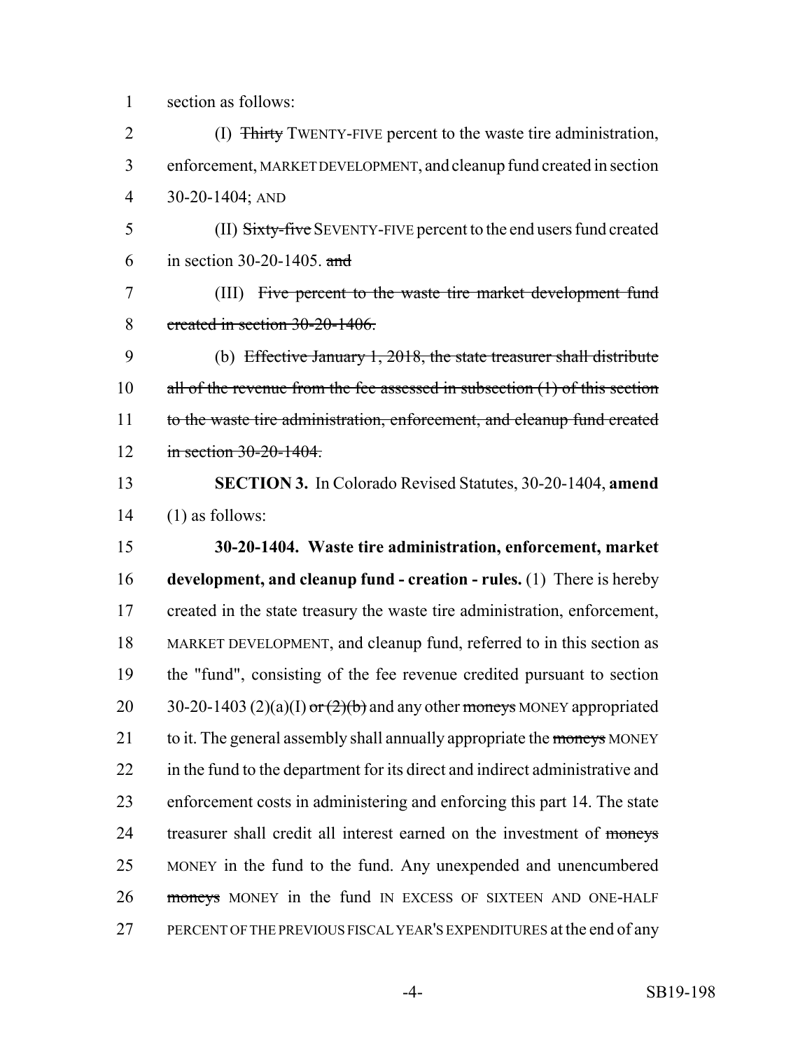section as follows:

(I) ~~Thirty~~ TWENTY-FIVE percent to the waste tire administration, enforcement, MARKET DEVELOPMENT, and cleanup fund created in section 30-20-1404; AND

(II) ~~Sixty-five~~ SEVENTY-FIVE percent to the end users fund created in section 30-20-1405. ~~and~~

(III) ~~Five percent to the waste tire market development fund created in section 30-20-1406.~~

(b) ~~Effective January 1, 2018, the state treasurer shall distribute all of the revenue from the fee assessed in subsection (1) of this section to the waste tire administration, enforcement, and cleanup fund created in section 30-20-1404.~~

**SECTION 3.** In Colorado Revised Statutes, 30-20-1404, **amend** (1) as follows:

**30-20-1404. Waste tire administration, enforcement, market development, and cleanup fund - creation - rules.** (1) There is hereby created in the state treasury the waste tire administration, enforcement, MARKET DEVELOPMENT, and cleanup fund, referred to in this section as the "fund", consisting of the fee revenue credited pursuant to section 30-20-1403 (2)(a)(I) ~~or (2)(b)~~ and any other ~~moneys~~ MONEY appropriated to it. The general assembly shall annually appropriate the ~~moneys~~ MONEY in the fund to the department for its direct and indirect administrative and enforcement costs in administering and enforcing this part 14. The state treasurer shall credit all interest earned on the investment of ~~moneys~~ MONEY in the fund to the fund. Any unexpended and unencumbered ~~moneys~~ MONEY in the fund IN EXCESS OF SIXTEEN AND ONE-HALF PERCENT OF THE PREVIOUS FISCAL YEAR'S EXPENDITURES at the end of any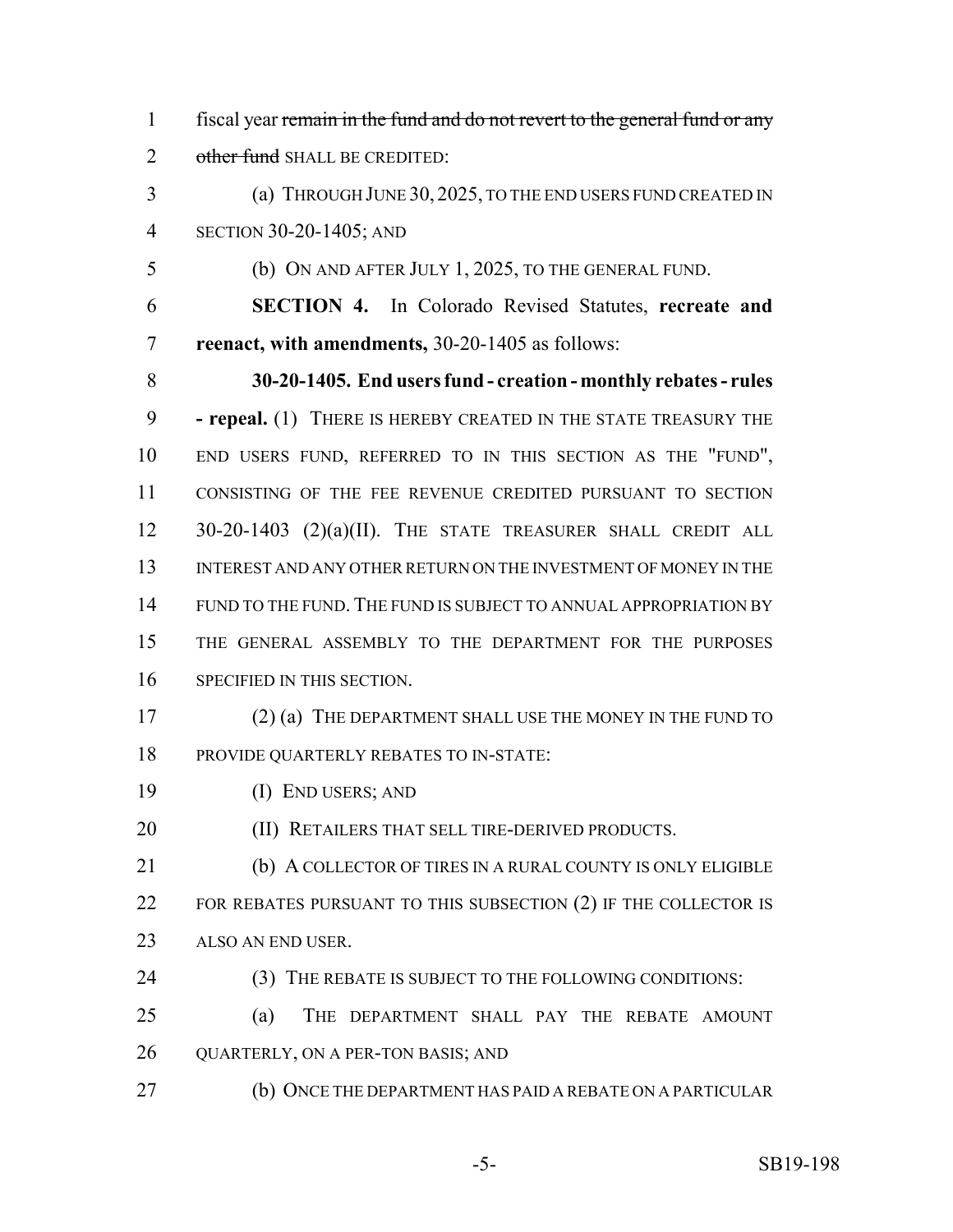fiscal year ~~remain in the fund and do not revert to the general fund or any other fund~~ SHALL BE CREDITED:

(a) THROUGH JUNE 30, 2025, TO THE END USERS FUND CREATED IN SECTION 30-20-1405; AND

(b) ON AND AFTER JULY 1, 2025, TO THE GENERAL FUND.

**SECTION 4.** In Colorado Revised Statutes, **recreate and reenact, with amendments,** 30-20-1405 as follows:

**30-20-1405. End users fund - creation - monthly rebates - rules - repeal.** (1) THERE IS HEREBY CREATED IN THE STATE TREASURY THE END USERS FUND, REFERRED TO IN THIS SECTION AS THE "FUND", CONSISTING OF THE FEE REVENUE CREDITED PURSUANT TO SECTION 30-20-1403 (2)(a)(II). THE STATE TREASURER SHALL CREDIT ALL INTEREST AND ANY OTHER RETURN ON THE INVESTMENT OF MONEY IN THE FUND TO THE FUND. THE FUND IS SUBJECT TO ANNUAL APPROPRIATION BY THE GENERAL ASSEMBLY TO THE DEPARTMENT FOR THE PURPOSES SPECIFIED IN THIS SECTION.

(2) (a) THE DEPARTMENT SHALL USE THE MONEY IN THE FUND TO PROVIDE QUARTERLY REBATES TO IN-STATE:

(I) END USERS; AND

(II) RETAILERS THAT SELL TIRE-DERIVED PRODUCTS.

(b) A COLLECTOR OF TIRES IN A RURAL COUNTY IS ONLY ELIGIBLE FOR REBATES PURSUANT TO THIS SUBSECTION (2) IF THE COLLECTOR IS ALSO AN END USER.

(3) THE REBATE IS SUBJECT TO THE FOLLOWING CONDITIONS:

(a) THE DEPARTMENT SHALL PAY THE REBATE AMOUNT QUARTERLY, ON A PER-TON BASIS; AND

(b) ONCE THE DEPARTMENT HAS PAID A REBATE ON A PARTICULAR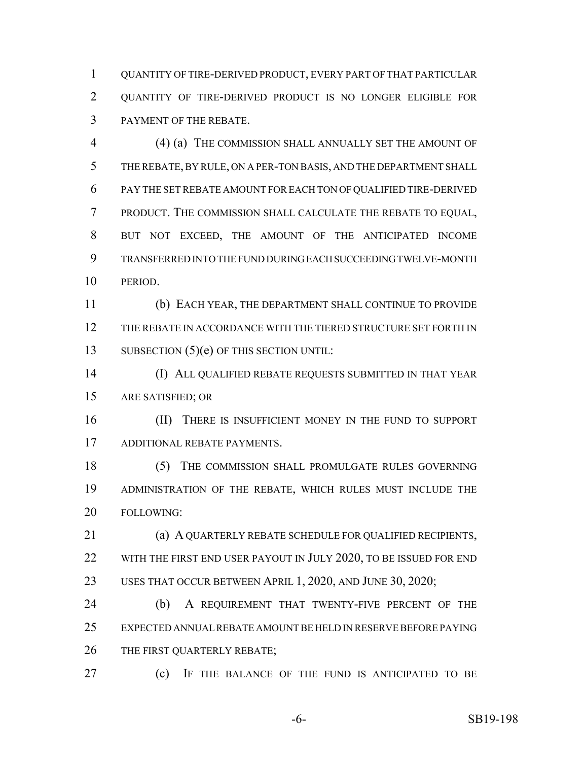QUANTITY OF TIRE-DERIVED PRODUCT, EVERY PART OF THAT PARTICULAR QUANTITY OF TIRE-DERIVED PRODUCT IS NO LONGER ELIGIBLE FOR PAYMENT OF THE REBATE.

(4) (a) THE COMMISSION SHALL ANNUALLY SET THE AMOUNT OF THE REBATE, BY RULE, ON A PER-TON BASIS, AND THE DEPARTMENT SHALL PAY THE SET REBATE AMOUNT FOR EACH TON OF QUALIFIED TIRE-DERIVED PRODUCT. THE COMMISSION SHALL CALCULATE THE REBATE TO EQUAL, BUT NOT EXCEED, THE AMOUNT OF THE ANTICIPATED INCOME TRANSFERRED INTO THE FUND DURING EACH SUCCEEDING TWELVE-MONTH PERIOD.

(b) EACH YEAR, THE DEPARTMENT SHALL CONTINUE TO PROVIDE THE REBATE IN ACCORDANCE WITH THE TIERED STRUCTURE SET FORTH IN SUBSECTION (5)(e) OF THIS SECTION UNTIL:

(I) ALL QUALIFIED REBATE REQUESTS SUBMITTED IN THAT YEAR ARE SATISFIED; OR

(II) THERE IS INSUFFICIENT MONEY IN THE FUND TO SUPPORT ADDITIONAL REBATE PAYMENTS.

(5) THE COMMISSION SHALL PROMULGATE RULES GOVERNING ADMINISTRATION OF THE REBATE, WHICH RULES MUST INCLUDE THE FOLLOWING:

(a) A QUARTERLY REBATE SCHEDULE FOR QUALIFIED RECIPIENTS, WITH THE FIRST END USER PAYOUT IN JULY 2020, TO BE ISSUED FOR END USES THAT OCCUR BETWEEN APRIL 1, 2020, AND JUNE 30, 2020;

(b) A REQUIREMENT THAT TWENTY-FIVE PERCENT OF THE EXPECTED ANNUAL REBATE AMOUNT BE HELD IN RESERVE BEFORE PAYING THE FIRST QUARTERLY REBATE;

(c) IF THE BALANCE OF THE FUND IS ANTICIPATED TO BE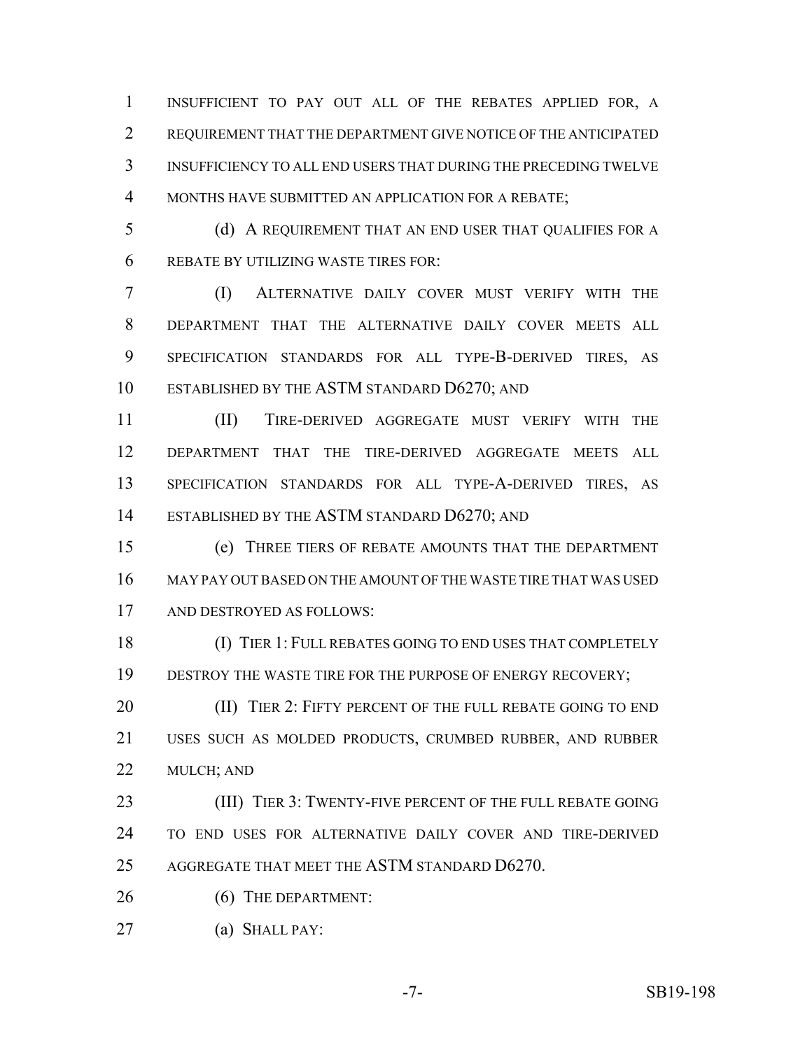INSUFFICIENT TO PAY OUT ALL OF THE REBATES APPLIED FOR, A REQUIREMENT THAT THE DEPARTMENT GIVE NOTICE OF THE ANTICIPATED INSUFFICIENCY TO ALL END USERS THAT DURING THE PRECEDING TWELVE MONTHS HAVE SUBMITTED AN APPLICATION FOR A REBATE;

(d) A REQUIREMENT THAT AN END USER THAT QUALIFIES FOR A REBATE BY UTILIZING WASTE TIRES FOR:

(I) ALTERNATIVE DAILY COVER MUST VERIFY WITH THE DEPARTMENT THAT THE ALTERNATIVE DAILY COVER MEETS ALL SPECIFICATION STANDARDS FOR ALL TYPE-B-DERIVED TIRES, AS ESTABLISHED BY THE ASTM STANDARD D6270; AND

(II) TIRE-DERIVED AGGREGATE MUST VERIFY WITH THE DEPARTMENT THAT THE TIRE-DERIVED AGGREGATE MEETS ALL SPECIFICATION STANDARDS FOR ALL TYPE-A-DERIVED TIRES, AS ESTABLISHED BY THE ASTM STANDARD D6270; AND

(e) THREE TIERS OF REBATE AMOUNTS THAT THE DEPARTMENT MAY PAY OUT BASED ON THE AMOUNT OF THE WASTE TIRE THAT WAS USED AND DESTROYED AS FOLLOWS:

(I) TIER 1: FULL REBATES GOING TO END USES THAT COMPLETELY DESTROY THE WASTE TIRE FOR THE PURPOSE OF ENERGY RECOVERY;

(II) TIER 2: FIFTY PERCENT OF THE FULL REBATE GOING TO END USES SUCH AS MOLDED PRODUCTS, CRUMBED RUBBER, AND RUBBER MULCH; AND

(III) TIER 3: TWENTY-FIVE PERCENT OF THE FULL REBATE GOING TO END USES FOR ALTERNATIVE DAILY COVER AND TIRE-DERIVED AGGREGATE THAT MEET THE ASTM STANDARD D6270.

(6) THE DEPARTMENT:

(a) SHALL PAY: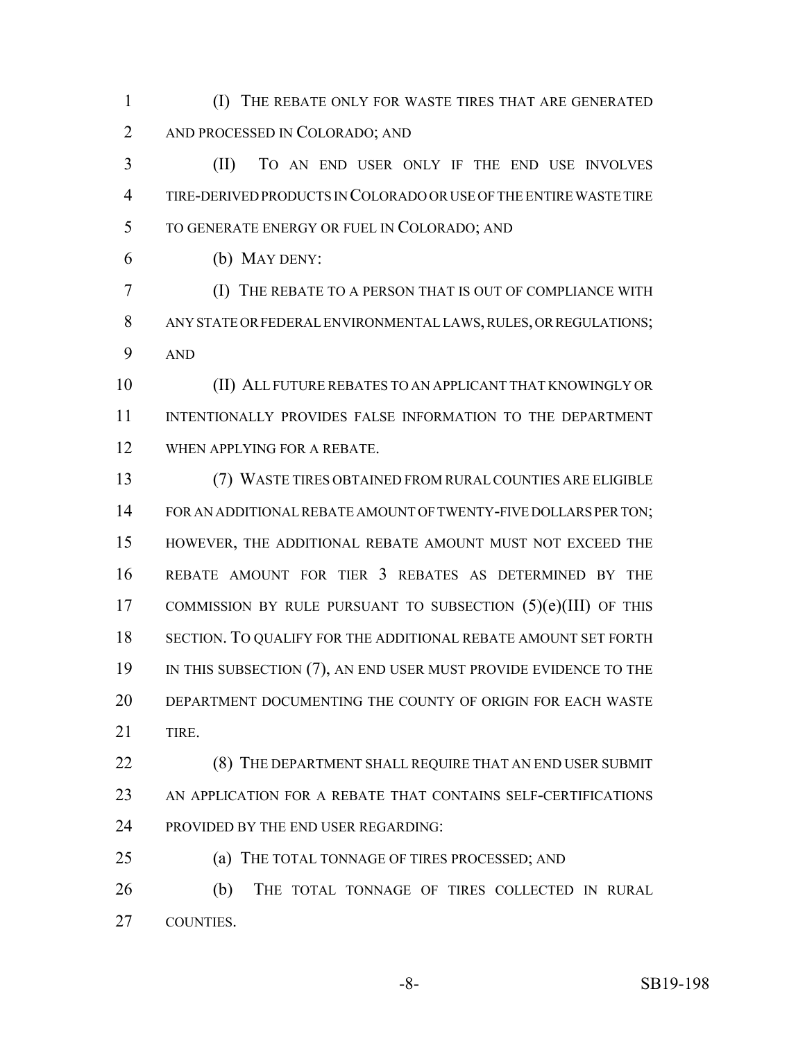(I) THE REBATE ONLY FOR WASTE TIRES THAT ARE GENERATED AND PROCESSED IN COLORADO; AND

(II) TO AN END USER ONLY IF THE END USE INVOLVES TIRE-DERIVED PRODUCTS IN COLORADO OR USE OF THE ENTIRE WASTE TIRE TO GENERATE ENERGY OR FUEL IN COLORADO; AND

(b) MAY DENY:

(I) THE REBATE TO A PERSON THAT IS OUT OF COMPLIANCE WITH ANY STATE OR FEDERAL ENVIRONMENTAL LAWS, RULES, OR REGULATIONS; AND

(II) ALL FUTURE REBATES TO AN APPLICANT THAT KNOWINGLY OR INTENTIONALLY PROVIDES FALSE INFORMATION TO THE DEPARTMENT WHEN APPLYING FOR A REBATE.

(7) WASTE TIRES OBTAINED FROM RURAL COUNTIES ARE ELIGIBLE FOR AN ADDITIONAL REBATE AMOUNT OF TWENTY-FIVE DOLLARS PER TON; HOWEVER, THE ADDITIONAL REBATE AMOUNT MUST NOT EXCEED THE REBATE AMOUNT FOR TIER 3 REBATES AS DETERMINED BY THE COMMISSION BY RULE PURSUANT TO SUBSECTION (5)(e)(III) OF THIS SECTION. TO QUALIFY FOR THE ADDITIONAL REBATE AMOUNT SET FORTH IN THIS SUBSECTION (7), AN END USER MUST PROVIDE EVIDENCE TO THE DEPARTMENT DOCUMENTING THE COUNTY OF ORIGIN FOR EACH WASTE TIRE.

(8) THE DEPARTMENT SHALL REQUIRE THAT AN END USER SUBMIT AN APPLICATION FOR A REBATE THAT CONTAINS SELF-CERTIFICATIONS PROVIDED BY THE END USER REGARDING:

(a) THE TOTAL TONNAGE OF TIRES PROCESSED; AND

(b) THE TOTAL TONNAGE OF TIRES COLLECTED IN RURAL COUNTIES.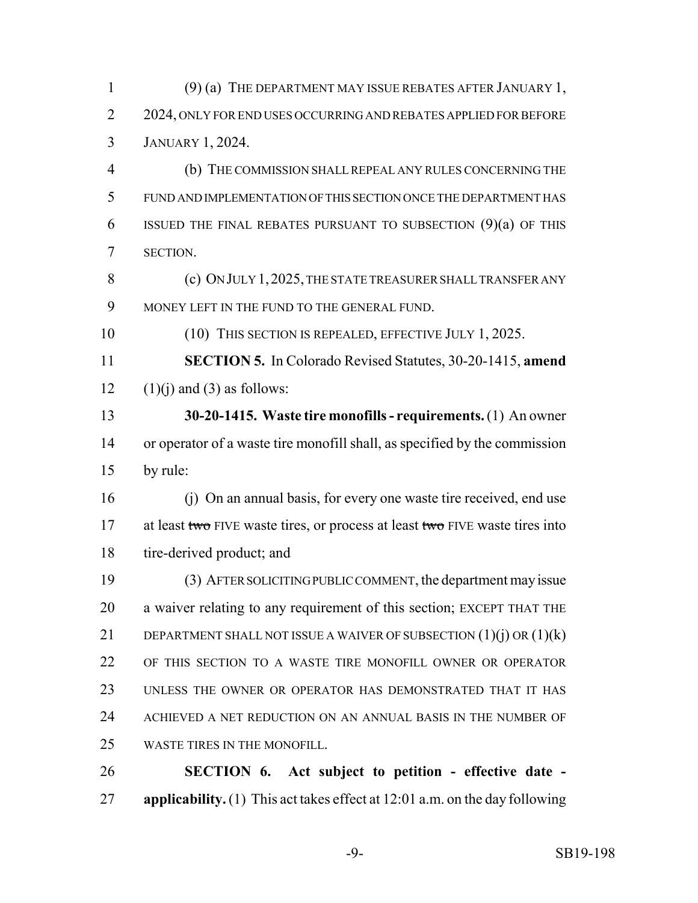(9) (a) THE DEPARTMENT MAY ISSUE REBATES AFTER JANUARY 1, 2024, ONLY FOR END USES OCCURRING AND REBATES APPLIED FOR BEFORE JANUARY 1, 2024.

(b) THE COMMISSION SHALL REPEAL ANY RULES CONCERNING THE FUND AND IMPLEMENTATION OF THIS SECTION ONCE THE DEPARTMENT HAS ISSUED THE FINAL REBATES PURSUANT TO SUBSECTION (9)(a) OF THIS SECTION.

(c) ON JULY 1, 2025, THE STATE TREASURER SHALL TRANSFER ANY MONEY LEFT IN THE FUND TO THE GENERAL FUND.

(10) THIS SECTION IS REPEALED, EFFECTIVE JULY 1, 2025.

**SECTION 5.** In Colorado Revised Statutes, 30-20-1415, **amend** (1)(j) and (3) as follows:

**30-20-1415. Waste tire monofills - requirements.** (1) An owner or operator of a waste tire monofill shall, as specified by the commission by rule:

(j) On an annual basis, for every one waste tire received, end use at least ~~two~~ FIVE waste tires, or process at least ~~two~~ FIVE waste tires into tire-derived product; and

(3) AFTER SOLICITING PUBLIC COMMENT, the department may issue a waiver relating to any requirement of this section; EXCEPT THAT THE DEPARTMENT SHALL NOT ISSUE A WAIVER OF SUBSECTION (1)(j) OR (1)(k) OF THIS SECTION TO A WASTE TIRE MONOFILL OWNER OR OPERATOR UNLESS THE OWNER OR OPERATOR HAS DEMONSTRATED THAT IT HAS ACHIEVED A NET REDUCTION ON AN ANNUAL BASIS IN THE NUMBER OF WASTE TIRES IN THE MONOFILL.

**SECTION 6. Act subject to petition - effective date - applicability.** (1) This act takes effect at 12:01 a.m. on the day following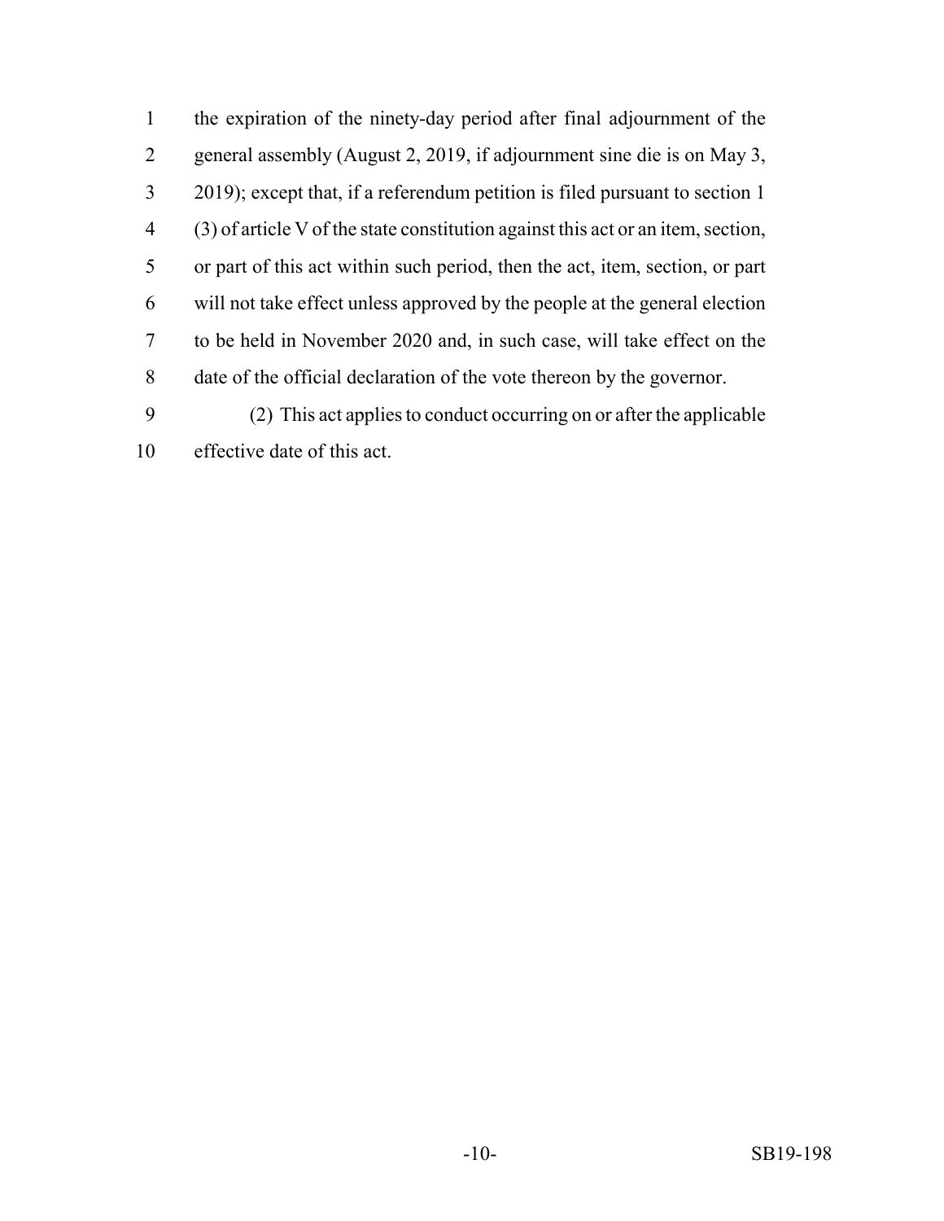the expiration of the ninety-day period after final adjournment of the general assembly (August 2, 2019, if adjournment sine die is on May 3, 2019); except that, if a referendum petition is filed pursuant to section 1 (3) of article V of the state constitution against this act or an item, section, or part of this act within such period, then the act, item, section, or part will not take effect unless approved by the people at the general election to be held in November 2020 and, in such case, will take effect on the date of the official declaration of the vote thereon by the governor.

(2) This act applies to conduct occurring on or after the applicable effective date of this act.